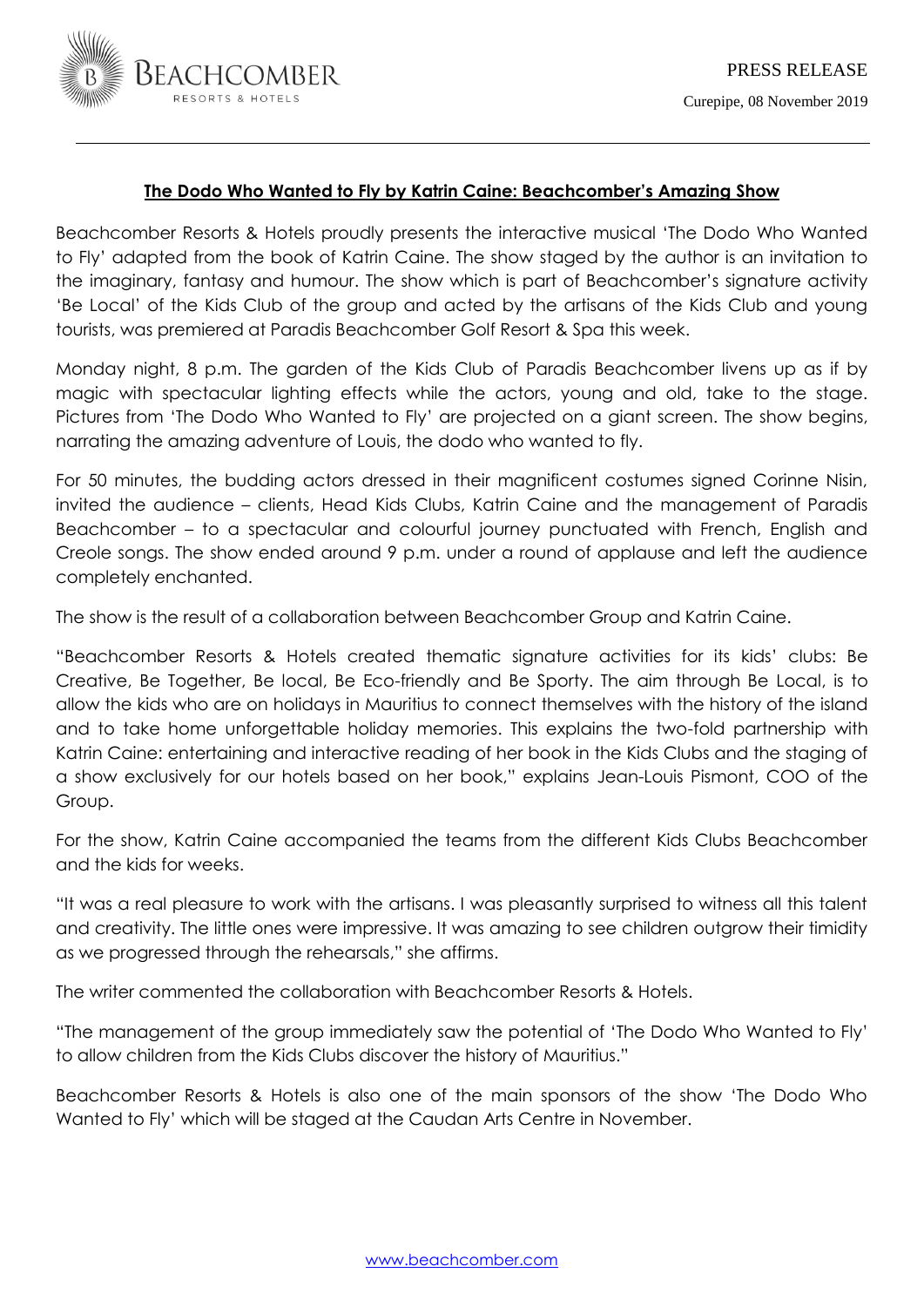PRESS RELEASE

Curepipe, 08 November 2019

## The Dodo Who Wanted to Fly by Katrin Caine: Beachcomber's Amazing Show

Beachcomber Resorts & Hotels proudly presents the interactive musical 'The Dodo Who Wanted to Fly' adapted from the book of Katrin Caine. The show staged by the author is an invitation to the imaginary, fantasy and humour. The show which is part of Beachcomber's signature activity 'Be Local' of the Kids Club of the group and acted by the artisans of the Kids Club and young tourists, was premiered at Paradis Beachcomber Golf Resort & Spa this week.

Monday night, 8 p.m. The garden of the Kids Club of Paradis Beachcomber livens up as if by magic with spectacular lighting effects while the actors, young and old, take to the stage. Pictures from 'The Dodo Who Wanted to Fly' are projected on a giant screen. The show begins, narrating the amazing adventure of Louis, the dodo who wanted to fly.

For 50 minutes, the budding actors dressed in their magnificent costumes signed Corinne Nisin, invited the audience – clients, Head Kids Clubs, Katrin Caine and the management of Paradis Beachcomber – to a spectacular and colourful journey punctuated with French, English and Creole songs. The show ended around 9 p.m. under a round of applause and left the audience completely enchanted.

The show is the result of a collaboration between Beachcomber Group and Katrin Caine.

"Beachcomber Resorts & Hotels created thematic signature activities for its kids' clubs: Be Creative, Be Together, Be local, Be Eco-friendly and Be Sporty. The aim through Be Local, is to allow the kids who are on holidays in Mauritius to connect themselves with the history of the island and to take home unforgettable holiday memories. This explains the two-fold partnership with Katrin Caine: entertaining and interactive reading of her book in the Kids Clubs and the staging of a show exclusively for our hotels based on her book," explains Jean-Louis Pismont, COO of the Group.

For the show, Katrin Caine accompanied the teams from the different Kids Clubs Beachcomber and the kids for weeks.

"It was a real pleasure to work with the artisans. I was pleasantly surprised to witness all this talent and creativity. The little ones were impressive. It was amazing to see children outgrow their timidity as we progressed through the rehearsals," she affirms.

The writer commented the collaboration with Beachcomber Resorts & Hotels.

"The management of the group immediately saw the potential of 'The Dodo Who Wanted to Fly' to allow children from the Kids Clubs discover the history of Mauritius."

Beachcomber Resorts & Hotels is also one of the main sponsors of the show 'The Dodo Who Wanted to Fly' which will be staged at the Caudan Arts Centre in November.

www.beachcomber.com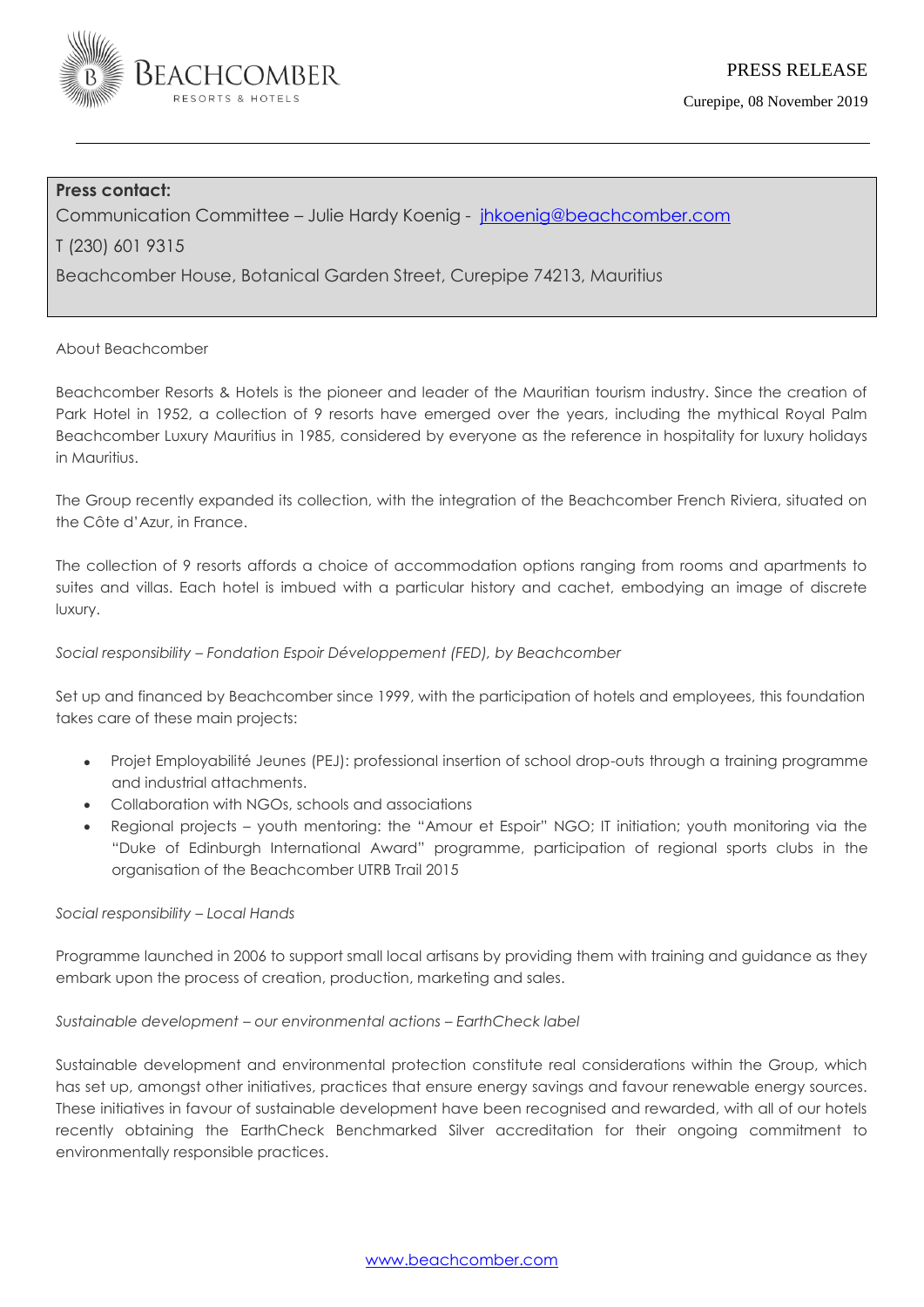PRESS RELEASE

Curepipe, 08 November 2019

**Press contact:**

Communication Committee – Julie Hardy Koenig - [jhkoenig@beachcomber.com](mailto:jhkoenig@beachcomber.com)

T (230) 601 9315

Beachcomber House, Botanical Garden Street, Curepipe 74213, Mauritius

About Beachcomber

Beachcomber Resorts & Hotels is the pioneer and leader of the Mauritian tourism industry. Since the creation of Park Hotel in 1952, a collection of 9 resorts have emerged over the years, including the mythical Royal Palm Beachcomber Luxury Mauritius in 1985, considered by everyone as the reference in hospitality for luxury holidays in Mauritius.

The Group recently expanded its collection, with the integration of the Beachcomber French Riviera, situated on the Côte d'Azur, in France.

The collection of 9 resorts affords a choice of accommodation options ranging from rooms and apartments to suites and villas. Each hotel is imbued with a particular history and cachet, embodying an image of discrete luxury.

*Social responsibility – Fondation Espoir Développement (FED), by Beachcomber*

Set up and financed by Beachcomber since 1999, with the participation of hotels and employees, this foundation takes care of these main projects:

- Projet Employabilité Jeunes (PEJ): professional insertion of school drop-outs through a training programme and industrial attachments.
- Collaboration with NGOs, schools and associations
- Regional projects – youth mentoring: the "Amour et Espoir" NGO; IT initiation; youth monitoring via the "Duke of Edinburgh International Award" programme, participation of regional sports clubs in the organisation of the Beachcomber UTRB Trail 2015

*Social responsibility – Local Hands*

Programme launched in 2006 to support small local artisans by providing them with training and guidance as they embark upon the process of creation, production, marketing and sales.

*Sustainable development – our environmental actions – EarthCheck label*

Sustainable development and environmental protection constitute real considerations within the Group, which has set up, amongst other initiatives, practices that ensure energy savings and favour renewable energy sources. These initiatives in favour of sustainable development have been recognised and rewarded, with all of our hotels recently obtaining the EarthCheck Benchmarked Silver accreditation for their ongoing commitment to environmentally responsible practices.

[www.beachcomber.com](http://www.beachcomber.com)